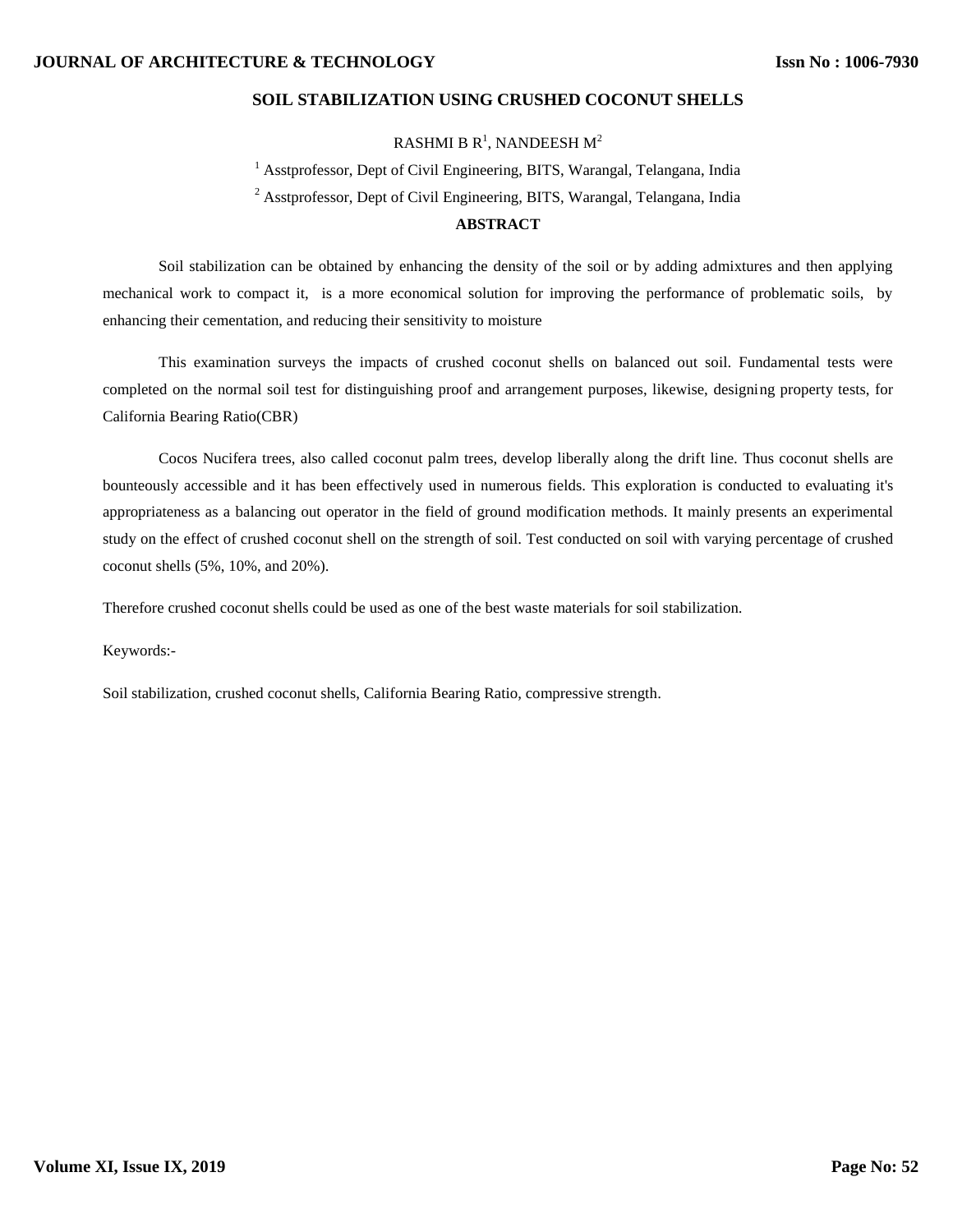# SOIL STABILIZATION USING CRUSHED COCONUT SHELLS

RASHMI B R[1], NANDEESH M[2]

[1] Asstprofessor, Dept of Civil Engineering, BITS, Warangal, Telangana, India

[2] Asstprofessor, Dept of Civil Engineering, BITS, Warangal, Telangana, India

## ABSTRACT

Soil stabilization can be obtained by enhancing the density of the soil or by adding admixtures and then applying mechanical work to compact it, is a more economical solution for improving the performance of problematic soils, by enhancing their cementation, and reducing their sensitivity to moisture

This examination surveys the impacts of crushed coconut shells on balanced out soil. Fundamental tests were completed on the normal soil test for distinguishing proof and arrangement purposes, likewise, designing property tests, for California Bearing Ratio(CBR)

Cocos Nucifera trees, also called coconut palm trees, develop liberally along the drift line. Thus coconut shells are bounteously accessible and it has been effectively used in numerous fields. This exploration is conducted to evaluating it's appropriateness as a balancing out operator in the field of ground modification methods. It mainly presents an experimental study on the effect of crushed coconut shell on the strength of soil. Test conducted on soil with varying percentage of crushed coconut shells (5%, 10%, and 20%).

Therefore crushed coconut shells could be used as one of the best waste materials for soil stabilization.

Keywords:-

Soil stabilization, crushed coconut shells, California Bearing Ratio, compressive strength.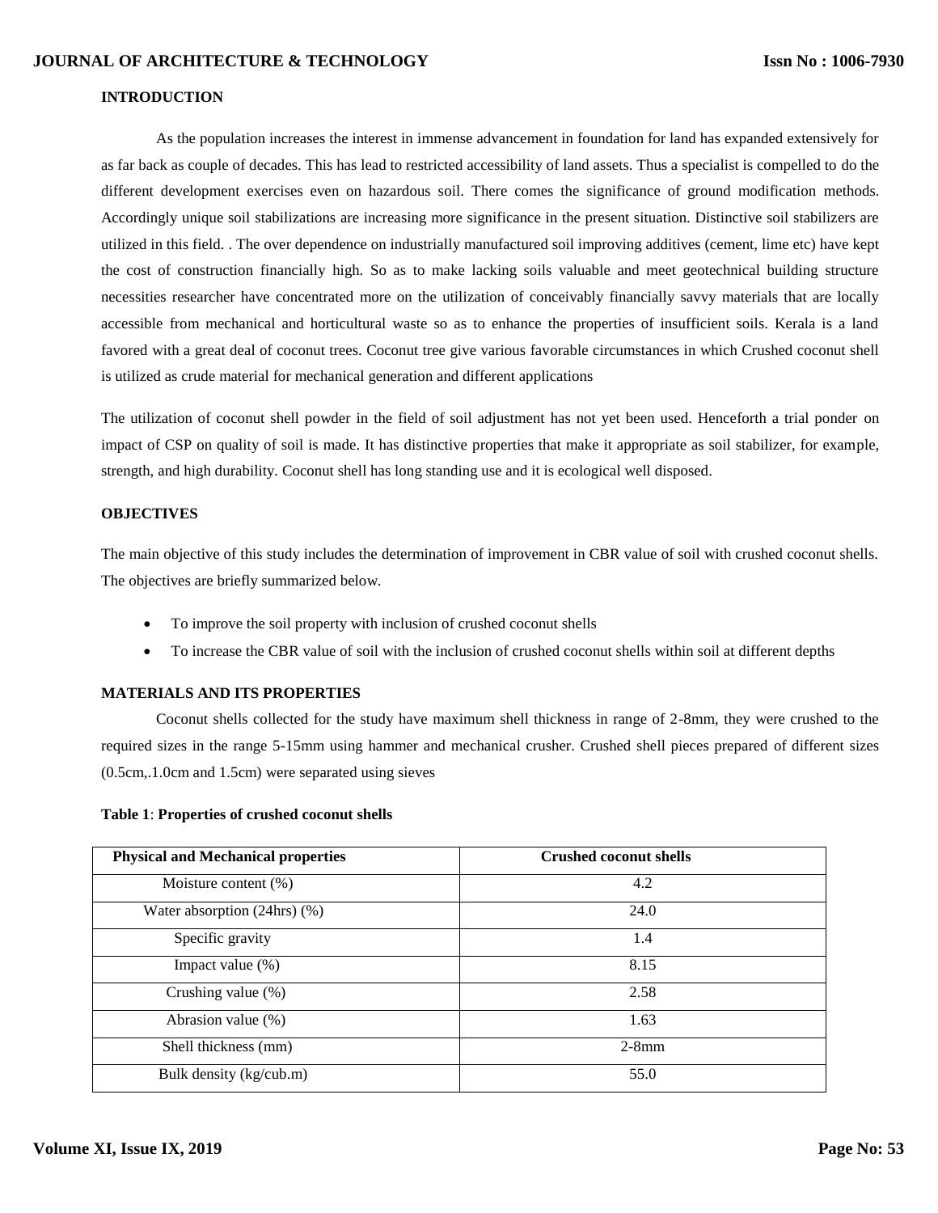## INTRODUCTION

As the population increases the interest in immense advancement in foundation for land has expanded extensively for as far back as couple of decades. This has lead to restricted accessibility of land assets. Thus a specialist is compelled to do the different development exercises even on hazardous soil. There comes the significance of ground modification methods. Accordingly unique soil stabilizations are increasing more significance in the present situation. Distinctive soil stabilizers are utilized in this field. . The over dependence on industrially manufactured soil improving additives (cement, lime etc) have kept the cost of construction financially high. So as to make lacking soils valuable and meet geotechnical building structure necessities researcher have concentrated more on the utilization of conceivably financially savvy materials that are locally accessible from mechanical and horticultural waste so as to enhance the properties of insufficient soils. Kerala is a land favored with a great deal of coconut trees. Coconut tree give various favorable circumstances in which Crushed coconut shell is utilized as crude material for mechanical generation and different applications

The utilization of coconut shell powder in the field of soil adjustment has not yet been used. Henceforth a trial ponder on impact of CSP on quality of soil is made. It has distinctive properties that make it appropriate as soil stabilizer, for example, strength, and high durability. Coconut shell has long standing use and it is ecological well disposed.

## OBJECTIVES

The main objective of this study includes the determination of improvement in CBR value of soil with crushed coconut shells. The objectives are briefly summarized below.

- To improve the soil property with inclusion of crushed coconut shells
- To increase the CBR value of soil with the inclusion of crushed coconut shells within soil at different depths

## MATERIALS AND ITS PROPERTIES

Coconut shells collected for the study have maximum shell thickness in range of 2-8mm, they were crushed to the required sizes in the range 5-15mm using hammer and mechanical crusher. Crushed shell pieces prepared of different sizes (0.5cm,.1.0cm and 1.5cm) were separated using sieves

**Table 1**: **Properties of crushed coconut shells**

| Physical and Mechanical properties | Crushed coconut shells |
|---|---|
| Moisture content (%) | 4.2 |
| Water absorption (24hrs) (%) | 24.0 |
| Specific gravity | 1.4 |
| Impact value (%) | 8.15 |
| Crushing value (%) | 2.58 |
| Abrasion value (%) | 1.63 |
| Shell thickness (mm) | 2-8mm |
| Bulk density (kg/cub.m) | 55.0 |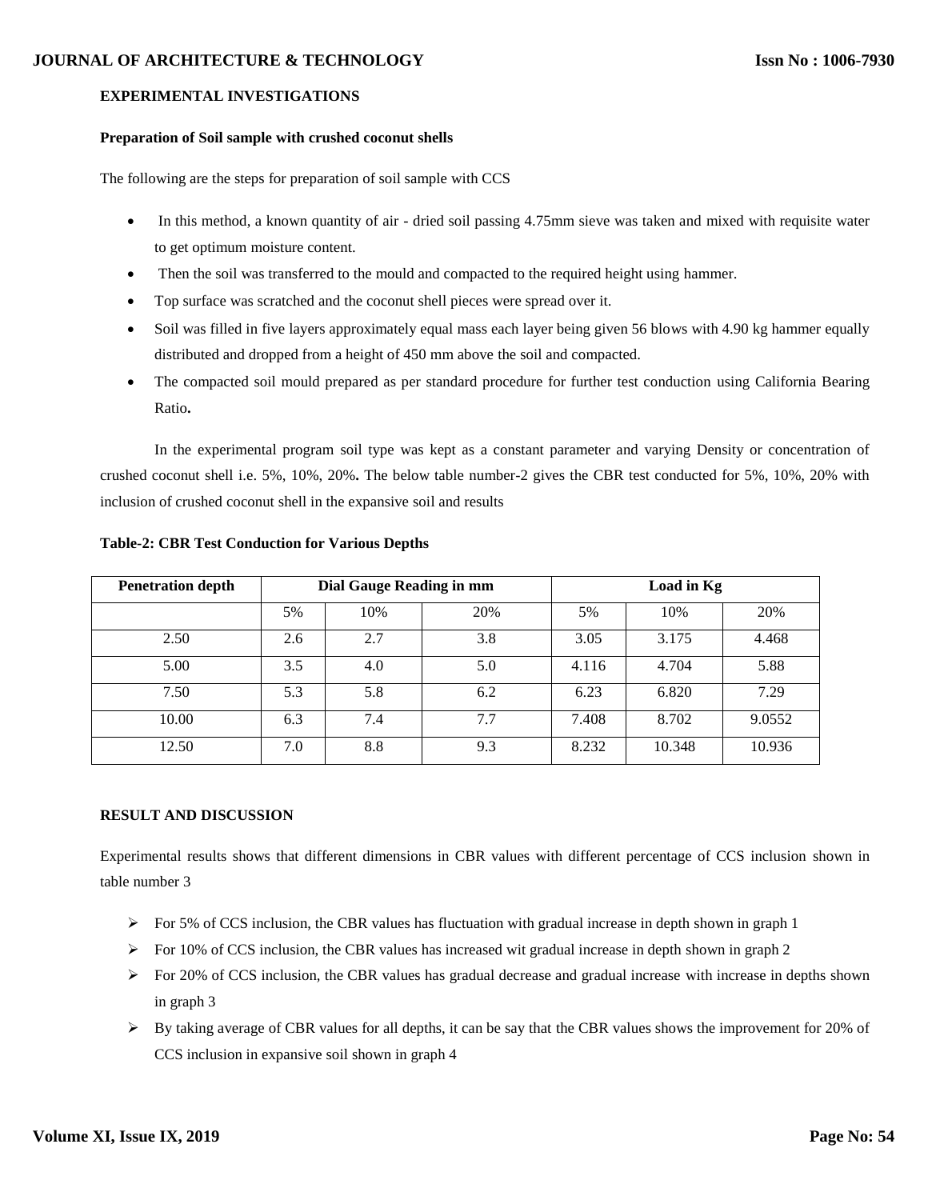## EXPERIMENTAL INVESTIGATIONS

### Preparation of Soil sample with crushed coconut shells

The following are the steps for preparation of soil sample with CCS

- In this method, a known quantity of air - dried soil passing 4.75mm sieve was taken and mixed with requisite water to get optimum moisture content.
- Then the soil was transferred to the mould and compacted to the required height using hammer.
- Top surface was scratched and the coconut shell pieces were spread over it.
- Soil was filled in five layers approximately equal mass each layer being given 56 blows with 4.90 kg hammer equally distributed and dropped from a height of 450 mm above the soil and compacted.
- The compacted soil mould prepared as per standard procedure for further test conduction using California Bearing Ratio**.**

In the experimental program soil type was kept as a constant parameter and varying Density or concentration of crushed coconut shell i.e. 5%, 10%, 20%**.** The below table number-2 gives the CBR test conducted for 5%, 10%, 20% with inclusion of crushed coconut shell in the expansive soil and results

**Table-2: CBR Test Conduction for Various Depths**

| Penetration depth | Dial Gauge Reading in mm | | | Load in Kg | | |
|---|---|---|---|---|---|---|
| | 5% | 10% | 20% | 5% | 10% | 20% |
| 2.50 | 2.6 | 2.7 | 3.8 | 3.05 | 3.175 | 4.468 |
| 5.00 | 3.5 | 4.0 | 5.0 | 4.116 | 4.704 | 5.88 |
| 7.50 | 5.3 | 5.8 | 6.2 | 6.23 | 6.820 | 7.29 |
| 10.00 | 6.3 | 7.4 | 7.7 | 7.408 | 8.702 | 9.0552 |
| 12.50 | 7.0 | 8.8 | 9.3 | 8.232 | 10.348 | 10.936 |

## RESULT AND DISCUSSION

Experimental results shows that different dimensions in CBR values with different percentage of CCS inclusion shown in table number 3

- For 5% of CCS inclusion, the CBR values has fluctuation with gradual increase in depth shown in graph 1
- For 10% of CCS inclusion, the CBR values has increased wit gradual increase in depth shown in graph 2
- For 20% of CCS inclusion, the CBR values has gradual decrease and gradual increase with increase in depths shown in graph 3
- By taking average of CBR values for all depths, it can be say that the CBR values shows the improvement for 20% of CCS inclusion in expansive soil shown in graph 4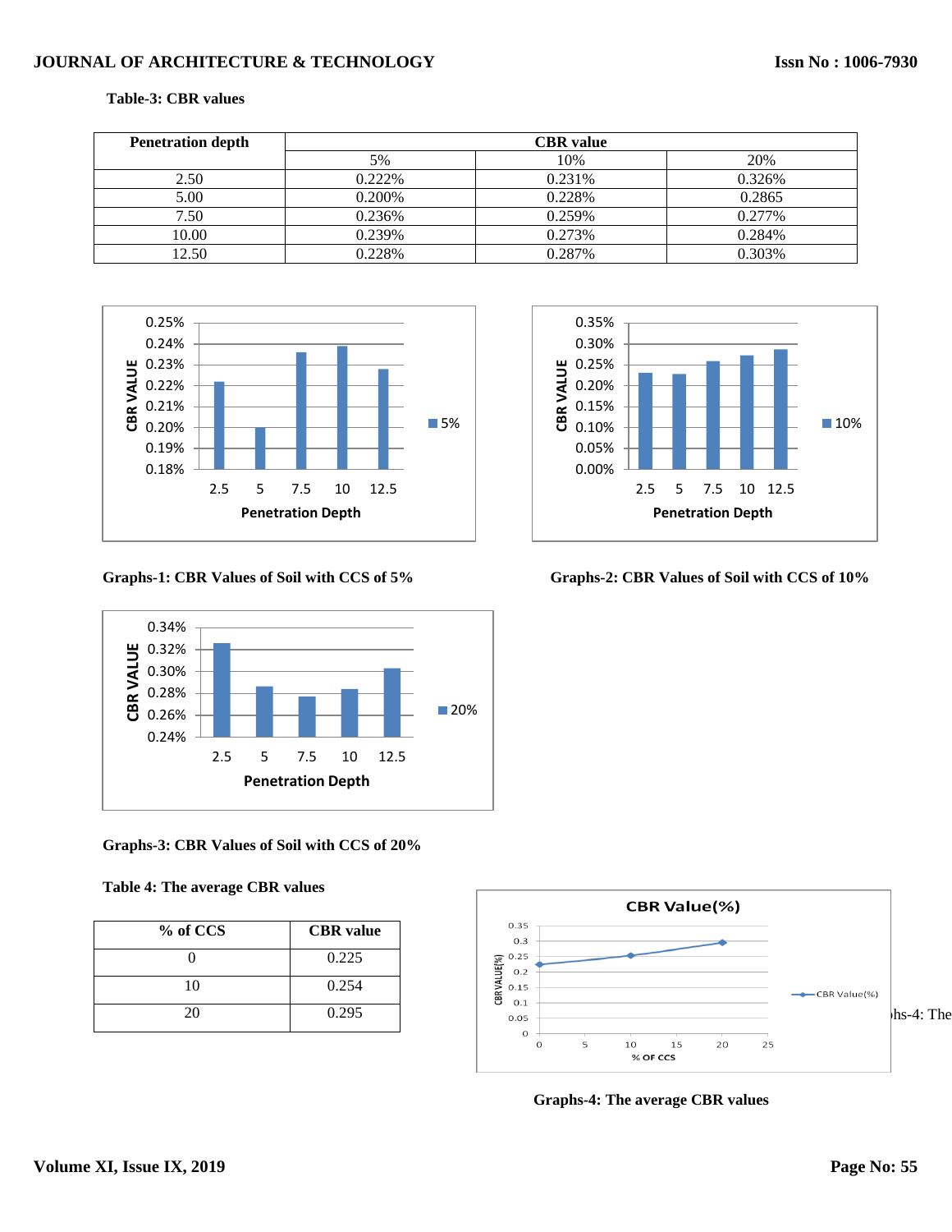**Table-3: CBR values**

| Penetration depth | CBR value | | |
|---|---|---|---|
| | 5% | 10% | 20% |
| 2.50 | 0.222% | 0.231% | 0.326% |
| 5.00 | 0.200% | 0.228% | 0.2865 |
| 7.50 | 0.236% | 0.259% | 0.277% |
| 10.00 | 0.239% | 0.273% | 0.284% |
| 12.50 | 0.228% | 0.287% | 0.303% |

**Graphs-1: CBR Values of Soil with CCS of 5%**

**Graphs-2: CBR Values of Soil with CCS of 10%**

**Graphs-3: CBR Values of Soil with CCS of 20%**

**Table 4: The average CBR values**

| % of CCS | CBR value |
|---|---|
| 0 | 0.225 |
| 10 | 0.254 |
| 20 | 0.295 |

**Graphs-4: The average CBR values**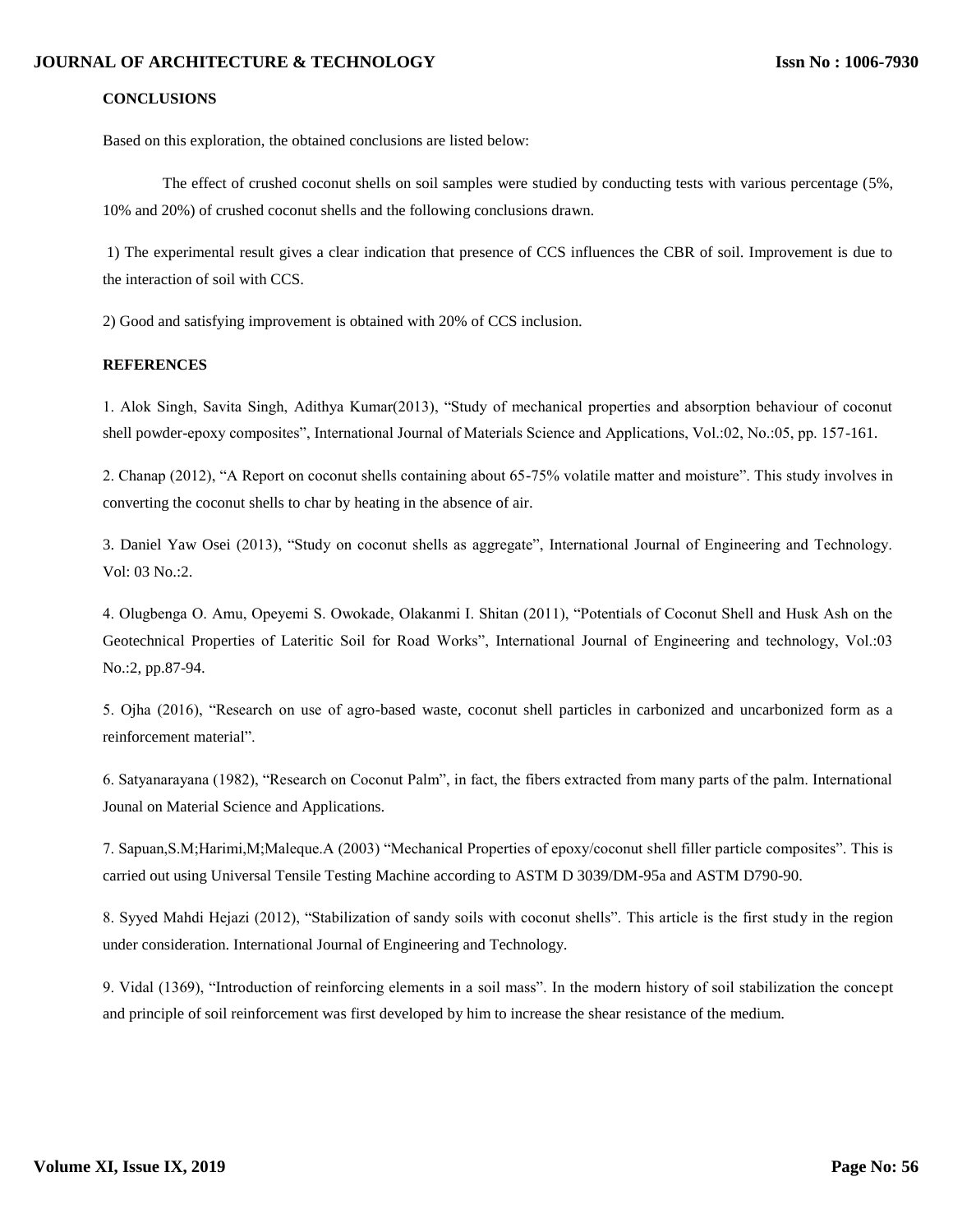## CONCLUSIONS

Based on this exploration, the obtained conclusions are listed below:

The effect of crushed coconut shells on soil samples were studied by conducting tests with various percentage (5%, 10% and 20%) of crushed coconut shells and the following conclusions drawn.

1) The experimental result gives a clear indication that presence of CCS influences the CBR of soil. Improvement is due to the interaction of soil with CCS.

2) Good and satisfying improvement is obtained with 20% of CCS inclusion.

## REFERENCES

1. Alok Singh, Savita Singh, Adithya Kumar(2013), "Study of mechanical properties and absorption behaviour of coconut shell powder-epoxy composites", International Journal of Materials Science and Applications, Vol.:02, No.:05, pp. 157-161.

2. Chanap (2012), "A Report on coconut shells containing about 65-75% volatile matter and moisture". This study involves in converting the coconut shells to char by heating in the absence of air.

3. Daniel Yaw Osei (2013), "Study on coconut shells as aggregate", International Journal of Engineering and Technology. Vol: 03 No.:2.

4. Olugbenga O. Amu, Opeyemi S. Owokade, Olakanmi I. Shitan (2011), "Potentials of Coconut Shell and Husk Ash on the Geotechnical Properties of Lateritic Soil for Road Works", International Journal of Engineering and technology, Vol.:03 No.:2, pp.87-94.

5. Ojha (2016), "Research on use of agro-based waste, coconut shell particles in carbonized and uncarbonized form as a reinforcement material".

6. Satyanarayana (1982), "Research on Coconut Palm", in fact, the fibers extracted from many parts of the palm. International Jounal on Material Science and Applications.

7. Sapuan,S.M;Harimi,M;Maleque.A (2003) "Mechanical Properties of epoxy/coconut shell filler particle composites". This is carried out using Universal Tensile Testing Machine according to ASTM D 3039/DM-95a and ASTM D790-90.

8. Syyed Mahdi Hejazi (2012), "Stabilization of sandy soils with coconut shells". This article is the first study in the region under consideration. International Journal of Engineering and Technology.

9. Vidal (1369), "Introduction of reinforcing elements in a soil mass". In the modern history of soil stabilization the concept and principle of soil reinforcement was first developed by him to increase the shear resistance of the medium.